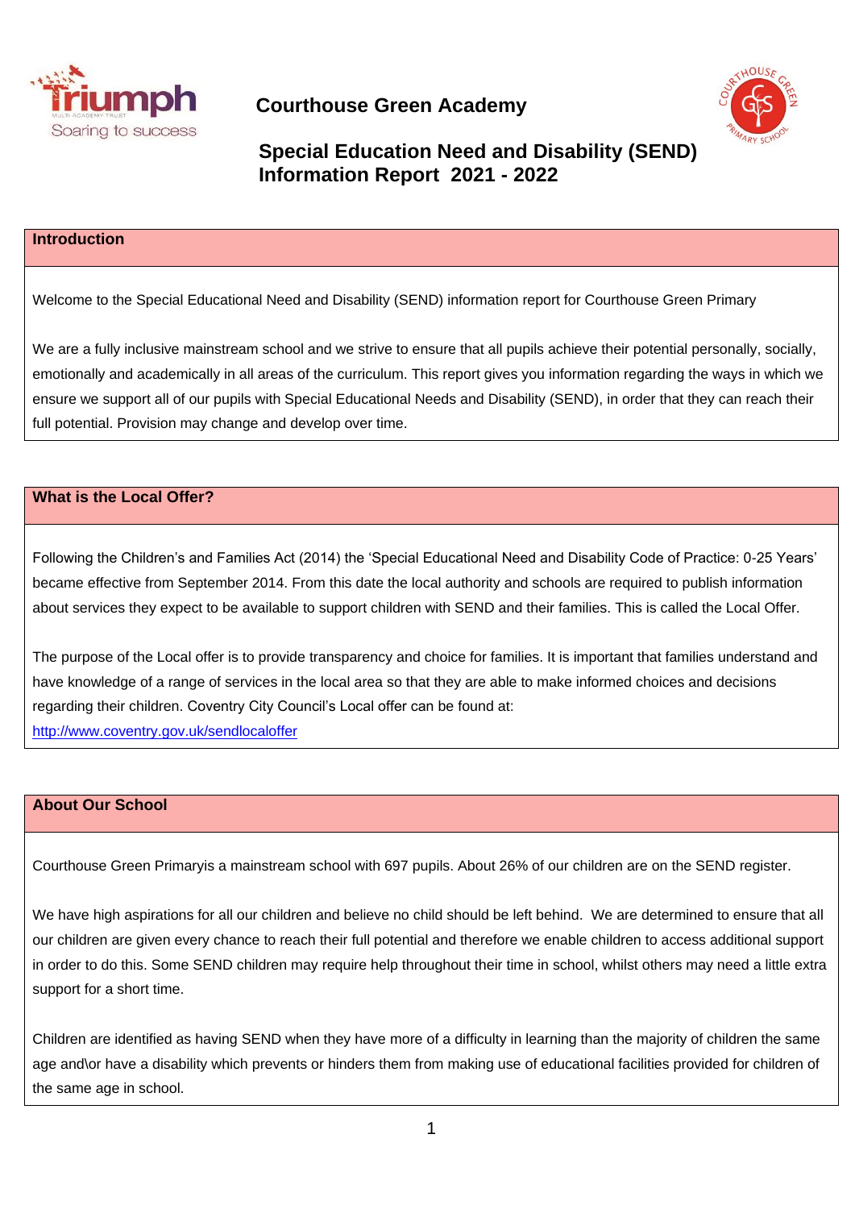# Courthouse Green Academy

## Special Education Need and Disability (SEND) Information Report 2021 - 2022

### Introduction

Welcome to the Special Educational Need and Disability (SEND) information report for Courthouse Green Primary

We are a fully inclusive mainstream school and we strive to ensure that all pupils achieve their potential personally, socially, emotionally and academically in all areas of the curriculum. This report gives you information regarding the ways in which we ensure we support all of our pupils with Special Educational Needs and Disability (SEND), in order that they can reach their full potential. Provision may change and develop over time.

### What is the Local Offer?

Following the Children's and Families Act (2014) the 'Special Educational Need and Disability Code of Practice: 0-25 Years' became effective from September 2014. From this date the local authority and schools are required to publish information about services they expect to be available to support children with SEND and their families. This is called the Local Offer.

The purpose of the Local offer is to provide transparency and choice for families. It is important that families understand and have knowledge of a range of services in the local area so that they are able to make informed choices and decisions regarding their children. Coventry City Council's Local offer can be found at:
[http://www.coventry.gov.uk/sendlocaloffer](http://www.coventry.gov.uk/sendlocaloffer)

### About Our School

Courthouse Green Primaryis a mainstream school with 697 pupils. About 26% of our children are on the SEND register.

We have high aspirations for all our children and believe no child should be left behind. We are determined to ensure that all our children are given every chance to reach their full potential and therefore we enable children to access additional support in order to do this. Some SEND children may require help throughout their time in school, whilst others may need a little extra support for a short time.

Children are identified as having SEND when they have more of a difficulty in learning than the majority of children the same age and\or have a disability which prevents or hinders them from making use of educational facilities provided for children of the same age in school.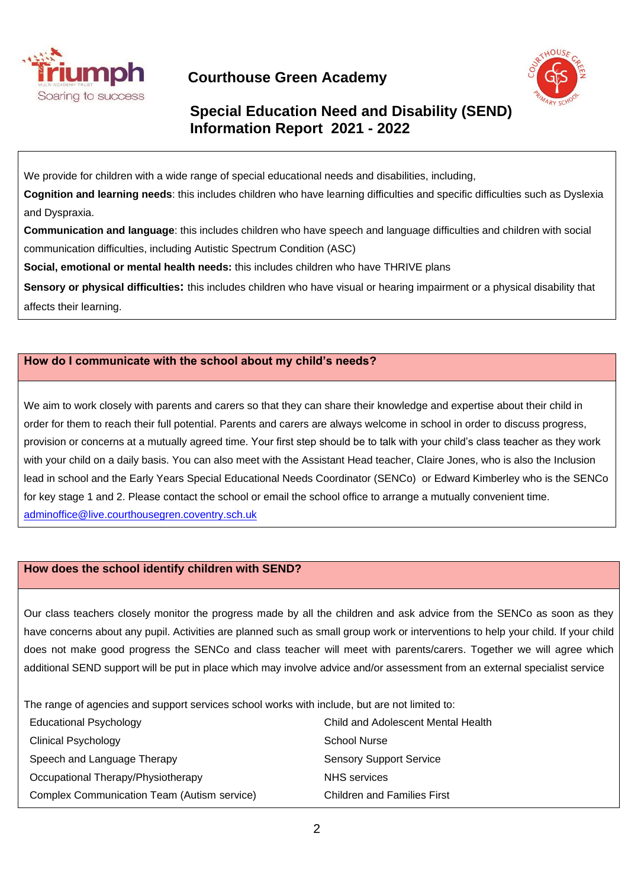# Courthouse Green Academy

## Special Education Need and Disability (SEND) Information Report 2021 - 2022

We provide for children with a wide range of special educational needs and disabilities, including,

**Cognition and learning needs**: this includes children who have learning difficulties and specific difficulties such as Dyslexia and Dyspraxia.

**Communication and language**: this includes children who have speech and language difficulties and children with social communication difficulties, including Autistic Spectrum Condition (ASC)

**Social, emotional or mental health needs:** this includes children who have THRIVE plans

**Sensory or physical difficulties:** this includes children who have visual or hearing impairment or a physical disability that affects their learning.

### How do I communicate with the school about my child's needs?

We aim to work closely with parents and carers so that they can share their knowledge and expertise about their child in order for them to reach their full potential. Parents and carers are always welcome in school in order to discuss progress, provision or concerns at a mutually agreed time. Your first step should be to talk with your child's class teacher as they work with your child on a daily basis. You can also meet with the Assistant Head teacher, Claire Jones, who is also the Inclusion lead in school and the Early Years Special Educational Needs Coordinator (SENCo) or Edward Kimberley who is the SENCo for key stage 1 and 2. Please contact the school or email the school office to arrange a mutually convenient time.
adminoffice@live.courthousegren.coventry.sch.uk

### How does the school identify children with SEND?

Our class teachers closely monitor the progress made by all the children and ask advice from the SENCo as soon as they have concerns about any pupil. Activities are planned such as small group work or interventions to help your child. If your child does not make good progress the SENCo and class teacher will meet with parents/carers. Together we will agree which additional SEND support will be put in place which may involve advice and/or assessment from an external specialist service

The range of agencies and support services school works with include, but are not limited to:

- Educational Psychology
- Clinical Psychology
- Speech and Language Therapy
- Occupational Therapy/Physiotherapy
- Complex Communication Team (Autism service)
- Child and Adolescent Mental Health
- School Nurse
- Sensory Support Service
- NHS services
- Children and Families First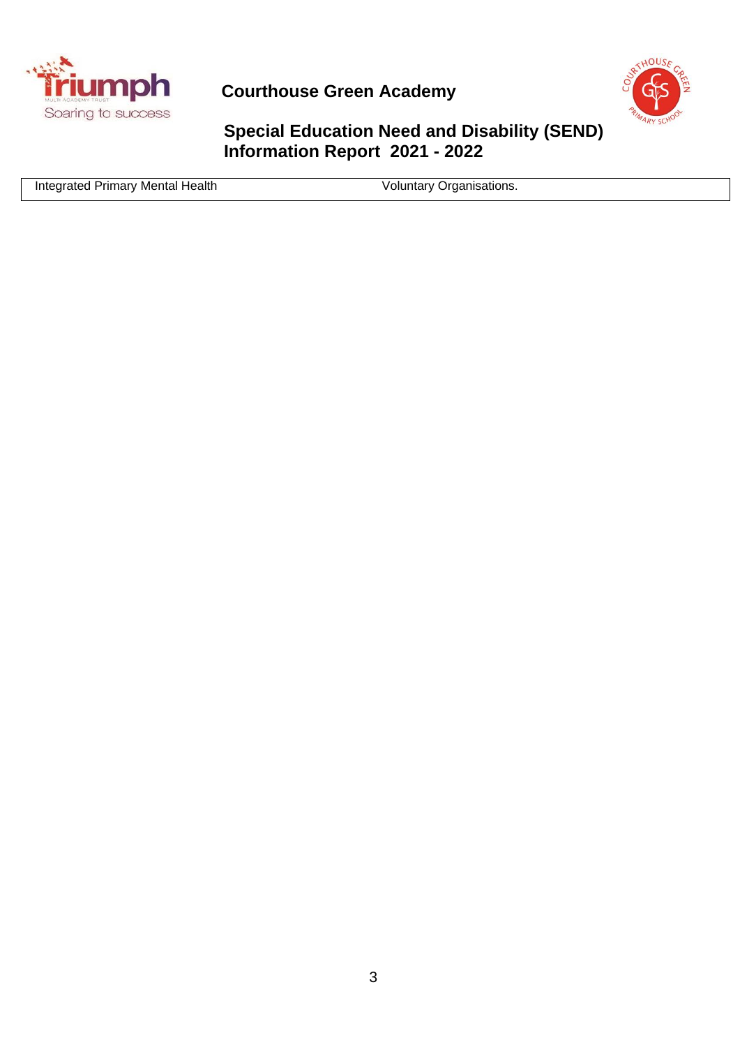| Integrated Primary Mental Health | Voluntary Organisations. |
|---|---|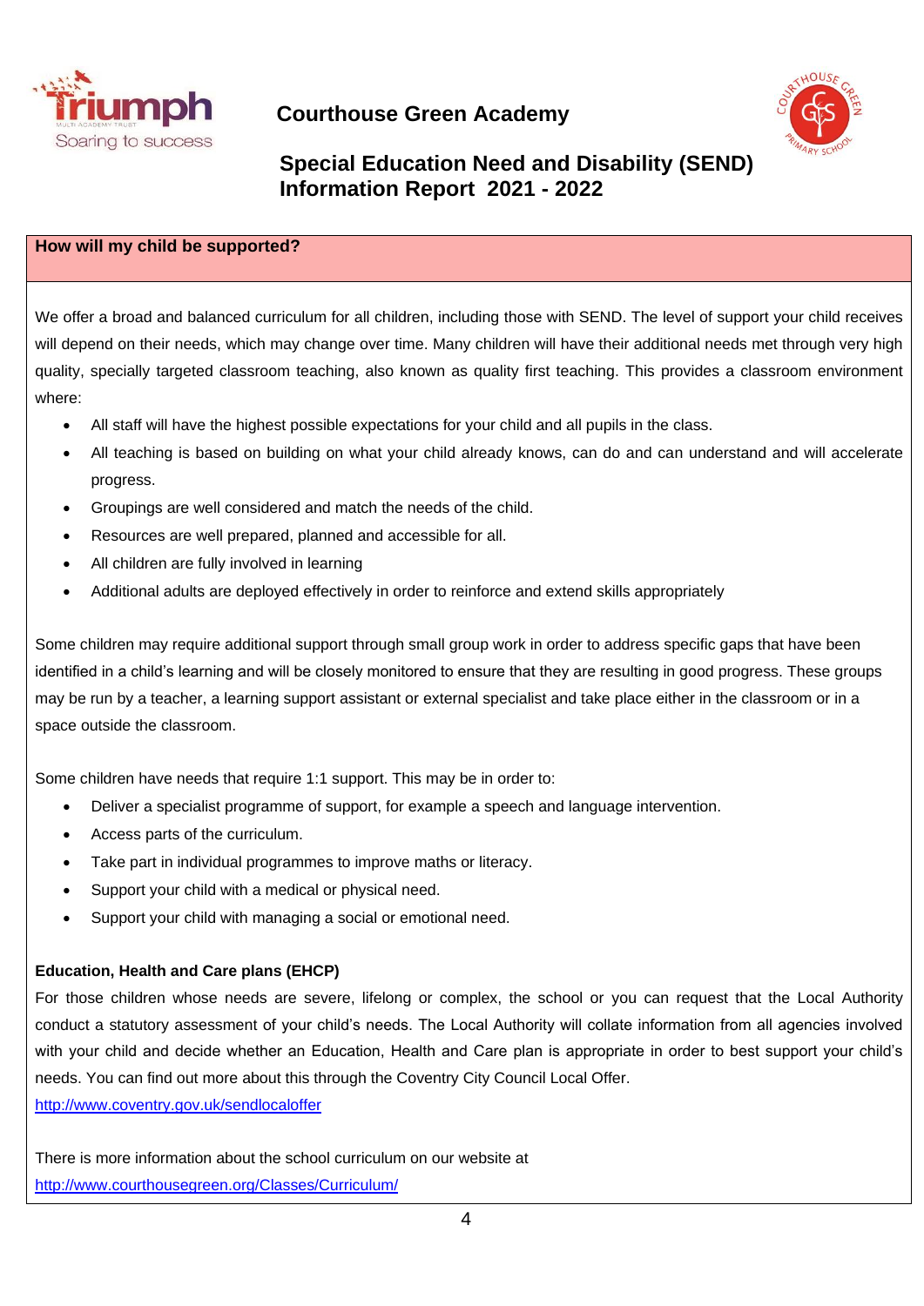# Courthouse Green Academy

## Special Education Need and Disability (SEND) Information Report 2021 - 2022

### How will my child be supported?

We offer a broad and balanced curriculum for all children, including those with SEND. The level of support your child receives will depend on their needs, which may change over time. Many children will have their additional needs met through very high quality, specially targeted classroom teaching, also known as quality first teaching. This provides a classroom environment where:

- All staff will have the highest possible expectations for your child and all pupils in the class.
- All teaching is based on building on what your child already knows, can do and can understand and will accelerate progress.
- Groupings are well considered and match the needs of the child.
- Resources are well prepared, planned and accessible for all.
- All children are fully involved in learning
- Additional adults are deployed effectively in order to reinforce and extend skills appropriately

Some children may require additional support through small group work in order to address specific gaps that have been identified in a child's learning and will be closely monitored to ensure that they are resulting in good progress. These groups may be run by a teacher, a learning support assistant or external specialist and take place either in the classroom or in a space outside the classroom.

Some children have needs that require 1:1 support. This may be in order to:

- Deliver a specialist programme of support, for example a speech and language intervention.
- Access parts of the curriculum.
- Take part in individual programmes to improve maths or literacy.
- Support your child with a medical or physical need.
- Support your child with managing a social or emotional need.

**Education, Health and Care plans (EHCP)**

For those children whose needs are severe, lifelong or complex, the school or you can request that the Local Authority conduct a statutory assessment of your child's needs. The Local Authority will collate information from all agencies involved with your child and decide whether an Education, Health and Care plan is appropriate in order to best support your child's needs. You can find out more about this through the Coventry City Council Local Offer.
http://www.coventry.gov.uk/sendlocaloffer

There is more information about the school curriculum on our website at
http://www.courthousegreen.org/Classes/Curriculum/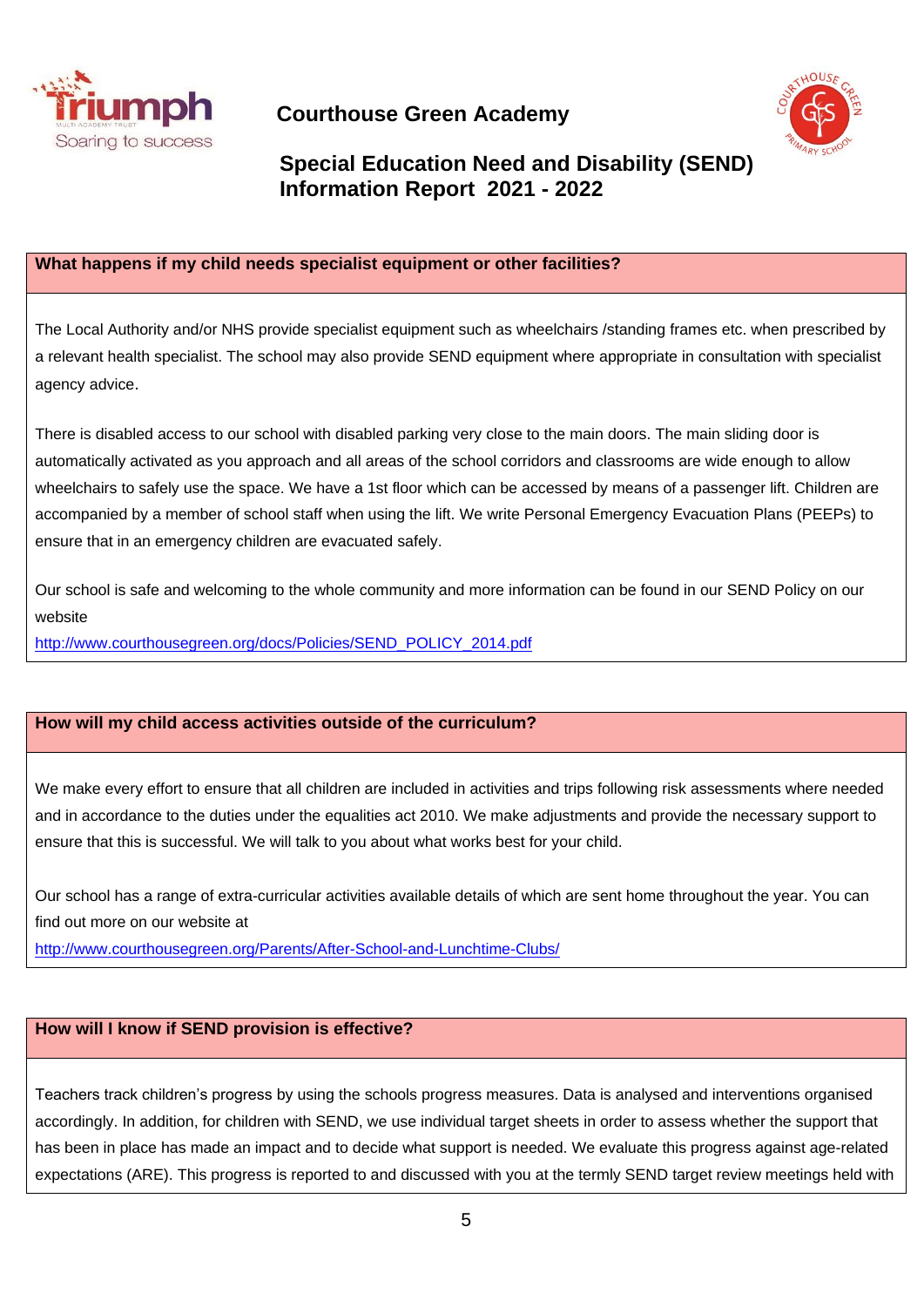**Courthouse Green Academy**

**Special Education Need and Disability (SEND) Information Report 2021 - 2022**

## What happens if my child needs specialist equipment or other facilities?

The Local Authority and/or NHS provide specialist equipment such as wheelchairs /standing frames etc. when prescribed by a relevant health specialist. The school may also provide SEND equipment where appropriate in consultation with specialist agency advice.

There is disabled access to our school with disabled parking very close to the main doors. The main sliding door is automatically activated as you approach and all areas of the school corridors and classrooms are wide enough to allow wheelchairs to safely use the space. We have a 1st floor which can be accessed by means of a passenger lift. Children are accompanied by a member of school staff when using the lift. We write Personal Emergency Evacuation Plans (PEEPs) to ensure that in an emergency children are evacuated safely.

Our school is safe and welcoming to the whole community and more information can be found in our SEND Policy on our website
http://www.courthousegreen.org/docs/Policies/SEND_POLICY_2014.pdf

## How will my child access activities outside of the curriculum?

We make every effort to ensure that all children are included in activities and trips following risk assessments where needed and in accordance to the duties under the equalities act 2010. We make adjustments and provide the necessary support to ensure that this is successful. We will talk to you about what works best for your child.

Our school has a range of extra-curricular activities available details of which are sent home throughout the year. You can find out more on our website at
http://www.courthousegreen.org/Parents/After-School-and-Lunchtime-Clubs/

## How will I know if SEND provision is effective?

Teachers track children's progress by using the schools progress measures. Data is analysed and interventions organised accordingly. In addition, for children with SEND, we use individual target sheets in order to assess whether the support that has been in place has made an impact and to decide what support is needed. We evaluate this progress against age-related expectations (ARE). This progress is reported to and discussed with you at the termly SEND target review meetings held with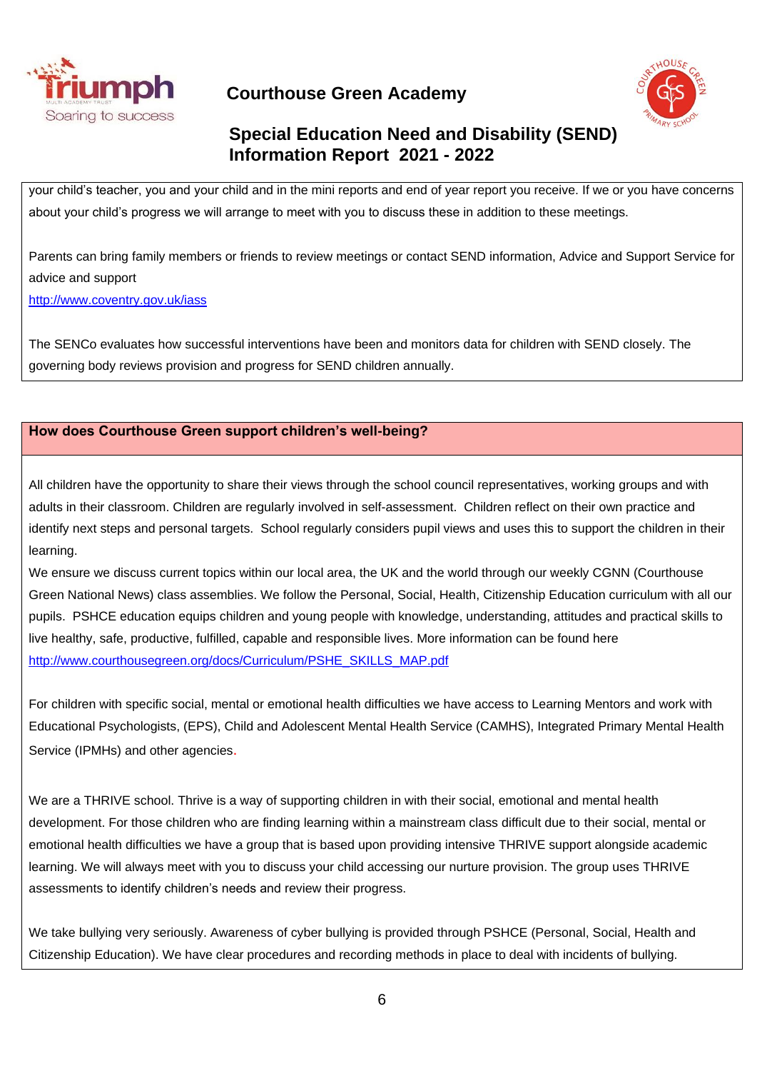your child's teacher, you and your child and in the mini reports and end of year report you receive. If we or you have concerns about your child's progress we will arrange to meet with you to discuss these in addition to these meetings.

Parents can bring family members or friends to review meetings or contact SEND information, Advice and Support Service for advice and support
http://www.coventry.gov.uk/iass

The SENCo evaluates how successful interventions have been and monitors data for children with SEND closely. The governing body reviews provision and progress for SEND children annually.

## How does Courthouse Green support children's well-being?

All children have the opportunity to share their views through the school council representatives, working groups and with adults in their classroom. Children are regularly involved in self-assessment. Children reflect on their own practice and identify next steps and personal targets. School regularly considers pupil views and uses this to support the children in their learning.
We ensure we discuss current topics within our local area, the UK and the world through our weekly CGNN (Courthouse Green National News) class assemblies. We follow the Personal, Social, Health, Citizenship Education curriculum with all our pupils. PSHCE education equips children and young people with knowledge, understanding, attitudes and practical skills to live healthy, safe, productive, fulfilled, capable and responsible lives. More information can be found here
http://www.courthousegreen.org/docs/Curriculum/PSHE_SKILLS_MAP.pdf

For children with specific social, mental or emotional health difficulties we have access to Learning Mentors and work with Educational Psychologists, (EPS), Child and Adolescent Mental Health Service (CAMHS), Integrated Primary Mental Health Service (IPMHs) and other agencies.

We are a THRIVE school. Thrive is a way of supporting children in with their social, emotional and mental health development. For those children who are finding learning within a mainstream class difficult due to their social, mental or emotional health difficulties we have a group that is based upon providing intensive THRIVE support alongside academic learning. We will always meet with you to discuss your child accessing our nurture provision. The group uses THRIVE assessments to identify children's needs and review their progress.

We take bullying very seriously. Awareness of cyber bullying is provided through PSHCE (Personal, Social, Health and Citizenship Education). We have clear procedures and recording methods in place to deal with incidents of bullying.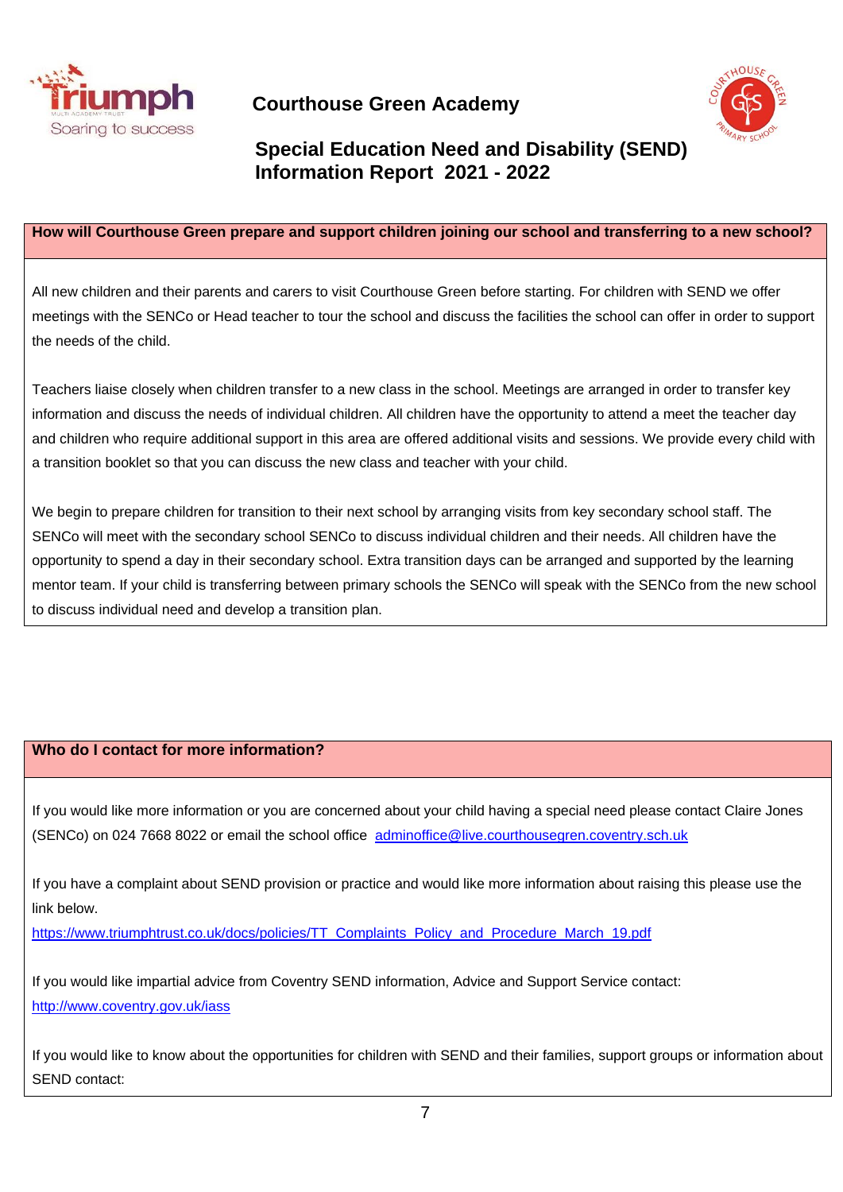Courthouse Green Academy

## Special Education Need and Disability (SEND) Information Report 2021 - 2022

### How will Courthouse Green prepare and support children joining our school and transferring to a new school?

All new children and their parents and carers to visit Courthouse Green before starting. For children with SEND we offer meetings with the SENCo or Head teacher to tour the school and discuss the facilities the school can offer in order to support the needs of the child.

Teachers liaise closely when children transfer to a new class in the school. Meetings are arranged in order to transfer key information and discuss the needs of individual children. All children have the opportunity to attend a meet the teacher day and children who require additional support in this area are offered additional visits and sessions. We provide every child with a transition booklet so that you can discuss the new class and teacher with your child.

We begin to prepare children for transition to their next school by arranging visits from key secondary school staff. The SENCo will meet with the secondary school SENCo to discuss individual children and their needs. All children have the opportunity to spend a day in their secondary school. Extra transition days can be arranged and supported by the learning mentor team. If your child is transferring between primary schools the SENCo will speak with the SENCo from the new school to discuss individual need and develop a transition plan.

### Who do I contact for more information?

If you would like more information or you are concerned about your child having a special need please contact Claire Jones (SENCo) on 024 7668 8022 or email the school office adminoffice@live.courthousegren.coventry.sch.uk

If you have a complaint about SEND provision or practice and would like more information about raising this please use the link below.
https://www.triumphtrust.co.uk/docs/policies/TT_Complaints_Policy_and_Procedure_March_19.pdf

If you would like impartial advice from Coventry SEND information, Advice and Support Service contact:
http://www.coventry.gov.uk/iass

If you would like to know about the opportunities for children with SEND and their families, support groups or information about SEND contact: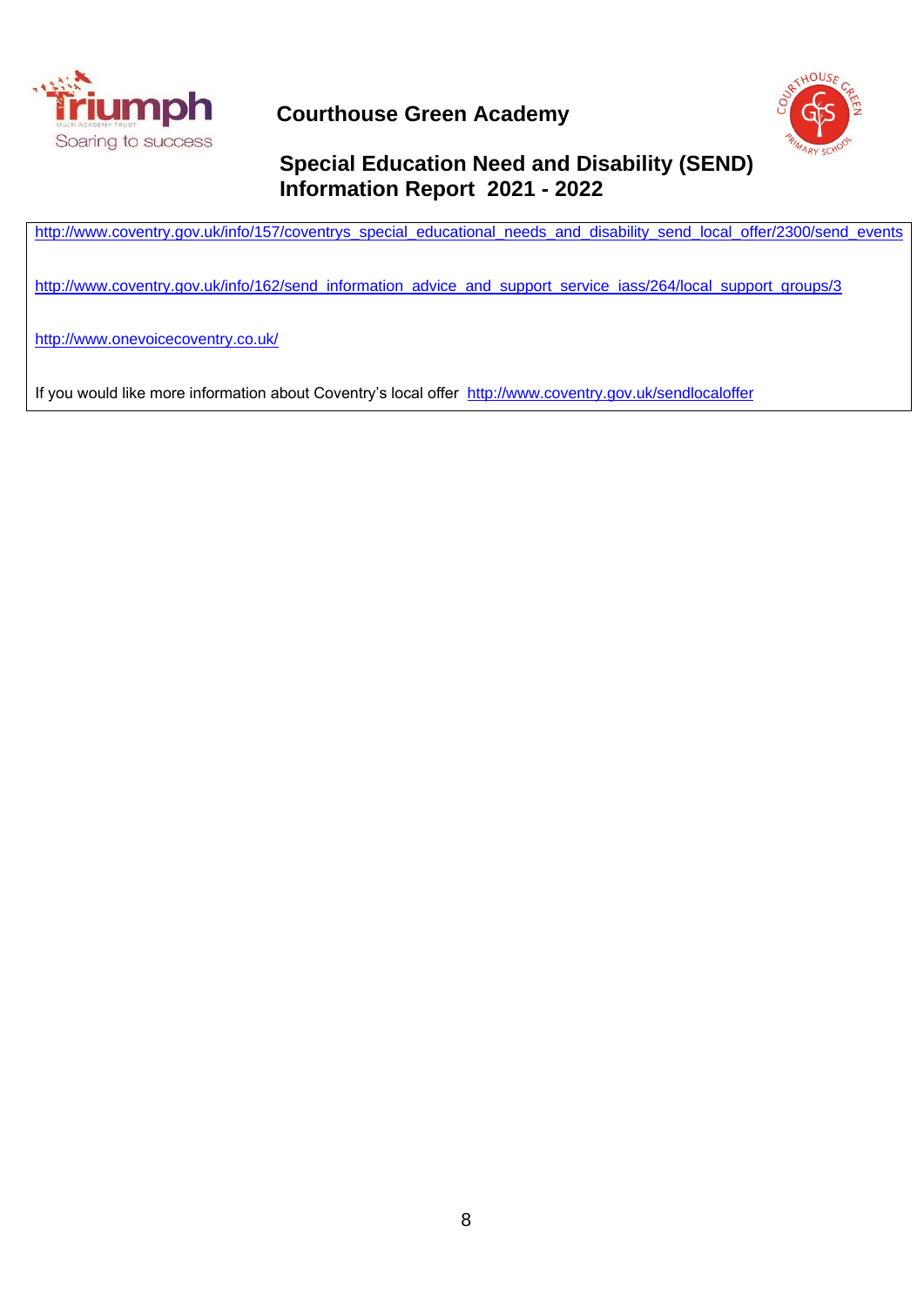http://www.coventry.gov.uk/info/157/coventrys_special_educational_needs_and_disability_send_local_offer/2300/send_events

http://www.coventry.gov.uk/info/162/send_information_advice_and_support_service_iass/264/local_support_groups/3

http://www.onevoicecoventry.co.uk/

If you would like more information about Coventry's local offer http://www.coventry.gov.uk/sendlocaloffer